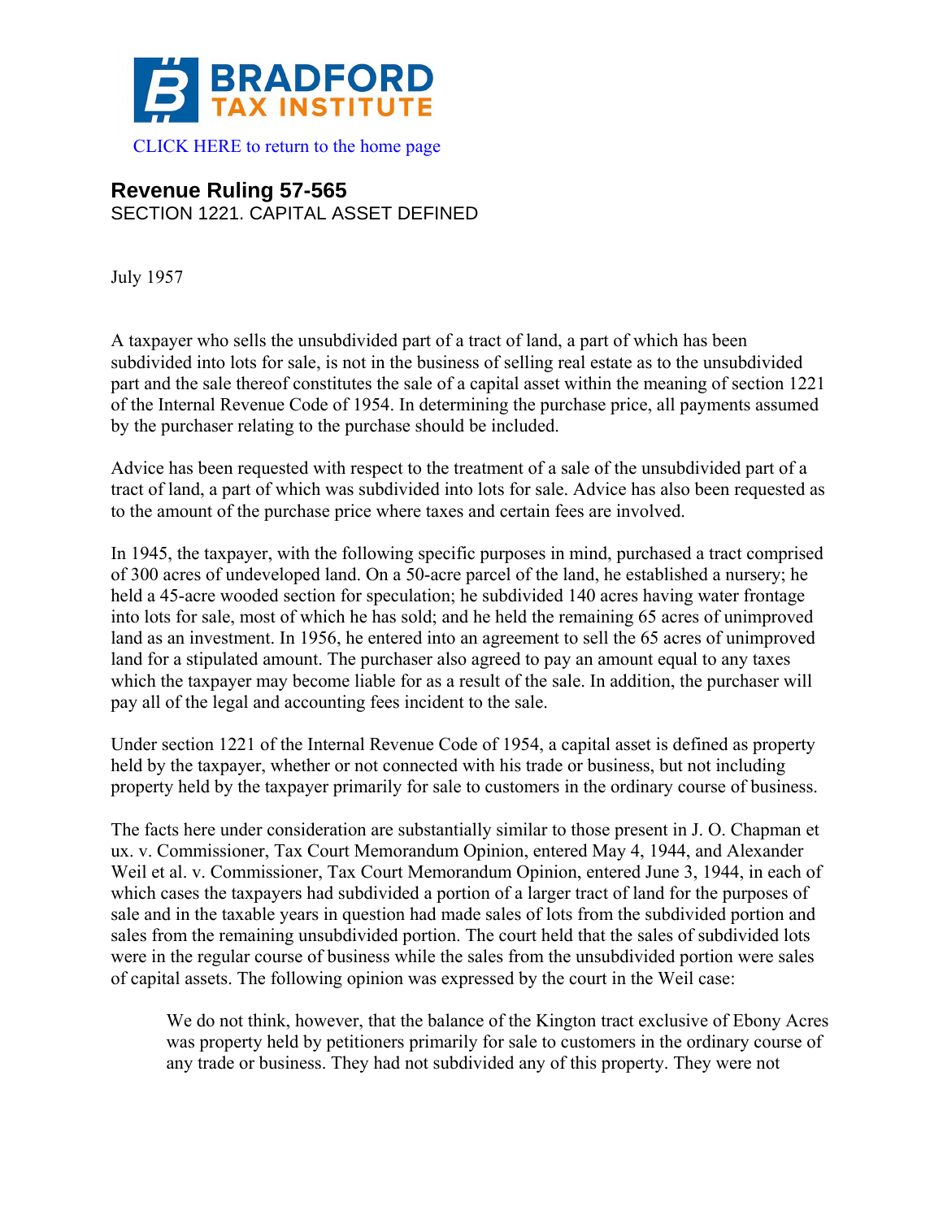# BRADFORD TAX INSTITUTE

CLICK HERE to return to the home page

## Revenue Ruling 57-565

SECTION 1221. CAPITAL ASSET DEFINED

July 1957

A taxpayer who sells the unsubdivided part of a tract of land, a part of which has been subdivided into lots for sale, is not in the business of selling real estate as to the unsubdivided part and the sale thereof constitutes the sale of a capital asset within the meaning of section 1221 of the Internal Revenue Code of 1954. In determining the purchase price, all payments assumed by the purchaser relating to the purchase should be included.

Advice has been requested with respect to the treatment of a sale of the unsubdivided part of a tract of land, a part of which was subdivided into lots for sale. Advice has also been requested as to the amount of the purchase price where taxes and certain fees are involved.

In 1945, the taxpayer, with the following specific purposes in mind, purchased a tract comprised of 300 acres of undeveloped land. On a 50-acre parcel of the land, he established a nursery; he held a 45-acre wooded section for speculation; he subdivided 140 acres having water frontage into lots for sale, most of which he has sold; and he held the remaining 65 acres of unimproved land as an investment. In 1956, he entered into an agreement to sell the 65 acres of unimproved land for a stipulated amount. The purchaser also agreed to pay an amount equal to any taxes which the taxpayer may become liable for as a result of the sale. In addition, the purchaser will pay all of the legal and accounting fees incident to the sale.

Under section 1221 of the Internal Revenue Code of 1954, a capital asset is defined as property held by the taxpayer, whether or not connected with his trade or business, but not including property held by the taxpayer primarily for sale to customers in the ordinary course of business.

The facts here under consideration are substantially similar to those present in J. O. Chapman et ux. v. Commissioner, Tax Court Memorandum Opinion, entered May 4, 1944, and Alexander Weil et al. v. Commissioner, Tax Court Memorandum Opinion, entered June 3, 1944, in each of which cases the taxpayers had subdivided a portion of a larger tract of land for the purposes of sale and in the taxable years in question had made sales of lots from the subdivided portion and sales from the remaining unsubdivided portion. The court held that the sales of subdivided lots were in the regular course of business while the sales from the unsubdivided portion were sales of capital assets. The following opinion was expressed by the court in the Weil case:

> We do not think, however, that the balance of the Kington tract exclusive of Ebony Acres was property held by petitioners primarily for sale to customers in the ordinary course of any trade or business. They had not subdivided any of this property. They were not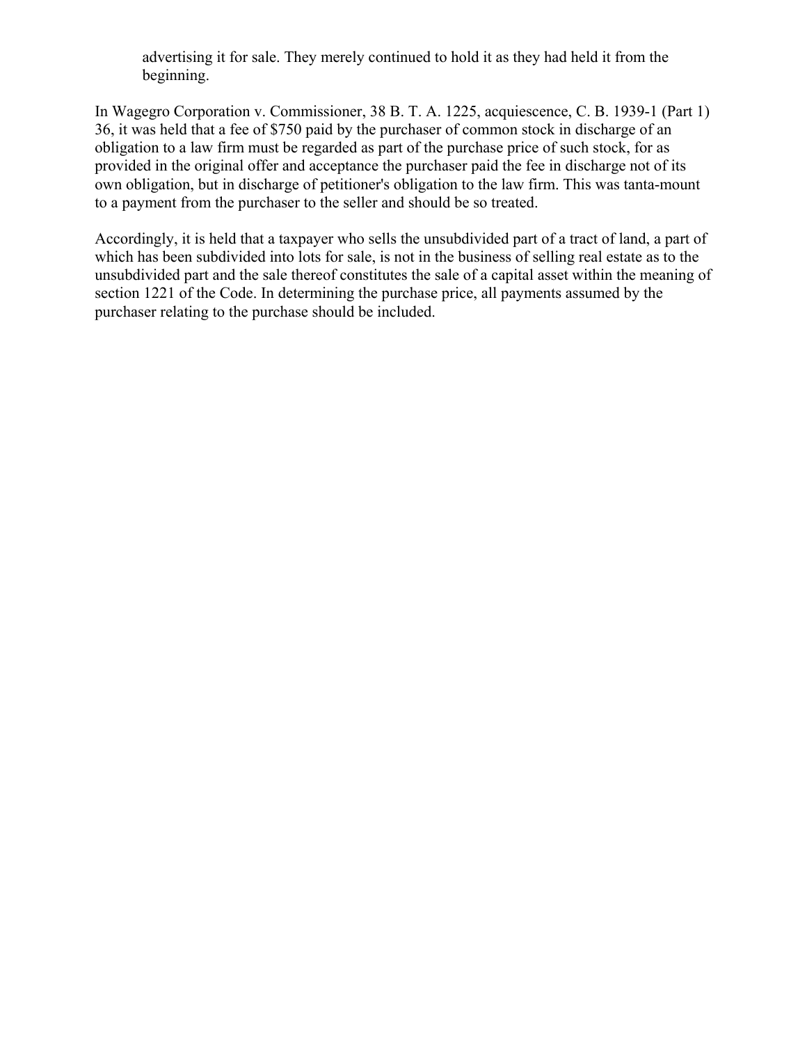> advertising it for sale. They merely continued to hold it as they had held it from the beginning.

In Wagegro Corporation v. Commissioner, 38 B. T. A. 1225, acquiescence, C. B. 1939-1 (Part 1) 36, it was held that a fee of $750 paid by the purchaser of common stock in discharge of an obligation to a law firm must be regarded as part of the purchase price of such stock, for as provided in the original offer and acceptance the purchaser paid the fee in discharge not of its own obligation, but in discharge of petitioner's obligation to the law firm. This was tanta-mount to a payment from the purchaser to the seller and should be so treated.

Accordingly, it is held that a taxpayer who sells the unsubdivided part of a tract of land, a part of which has been subdivided into lots for sale, is not in the business of selling real estate as to the unsubdivided part and the sale thereof constitutes the sale of a capital asset within the meaning of section 1221 of the Code. In determining the purchase price, all payments assumed by the purchaser relating to the purchase should be included.